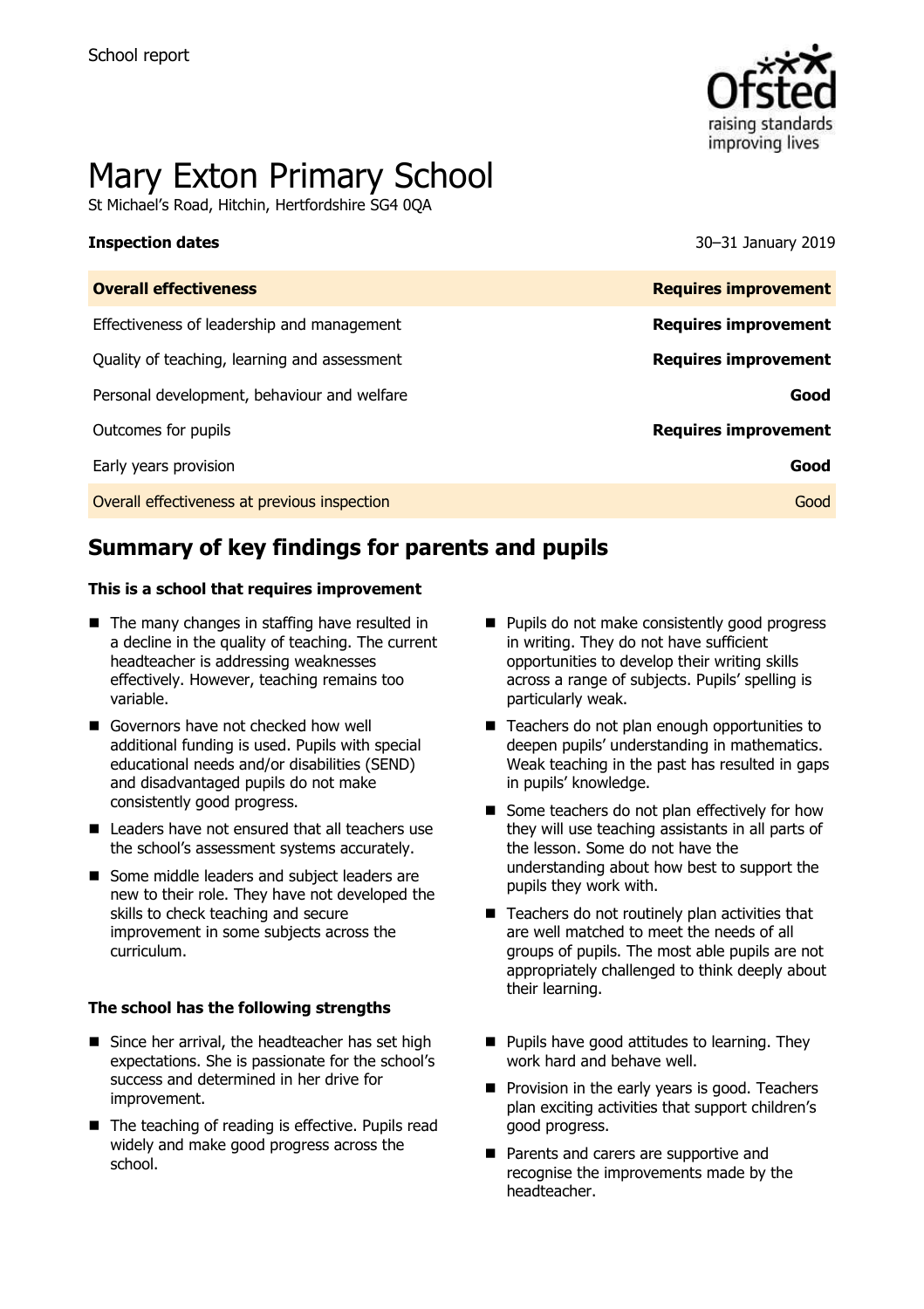School report

# Mary Exton Primary School

St Michael's Road, Hitchin, Hertfordshire SG4 0QA

| **Inspection dates** | 30–31 January 2019 |
| --- | --- |
| **Overall effectiveness** | **Requires improvement** |
| Effectiveness of leadership and management | **Requires improvement** |
| Quality of teaching, learning and assessment | **Requires improvement** |
| Personal development, behaviour and welfare | **Good** |
| Outcomes for pupils | **Requires improvement** |
| Early years provision | **Good** |
| Overall effectiveness at previous inspection | Good |

## Summary of key findings for parents and pupils

**This is a school that requires improvement**

- The many changes in staffing have resulted in a decline in the quality of teaching. The current headteacher is addressing weaknesses effectively. However, teaching remains too variable.
- Governors have not checked how well additional funding is used. Pupils with special educational needs and/or disabilities (SEND) and disadvantaged pupils do not make consistently good progress.
- Leaders have not ensured that all teachers use the school's assessment systems accurately.
- Some middle leaders and subject leaders are new to their role. They have not developed the skills to check teaching and secure improvement in some subjects across the curriculum.
- Pupils do not make consistently good progress in writing. They do not have sufficient opportunities to develop their writing skills across a range of subjects. Pupils' spelling is particularly weak.
- Teachers do not plan enough opportunities to deepen pupils' understanding in mathematics. Weak teaching in the past has resulted in gaps in pupils' knowledge.
- Some teachers do not plan effectively for how they will use teaching assistants in all parts of the lesson. Some do not have the understanding about how best to support the pupils they work with.
- Teachers do not routinely plan activities that are well matched to meet the needs of all groups of pupils. The most able pupils are not appropriately challenged to think deeply about their learning.

**The school has the following strengths**

- Since her arrival, the headteacher has set high expectations. She is passionate for the school's success and determined in her drive for improvement.
- The teaching of reading is effective. Pupils read widely and make good progress across the school.
- Pupils have good attitudes to learning. They work hard and behave well.
- Provision in the early years is good. Teachers plan exciting activities that support children's good progress.
- Parents and carers are supportive and recognise the improvements made by the headteacher.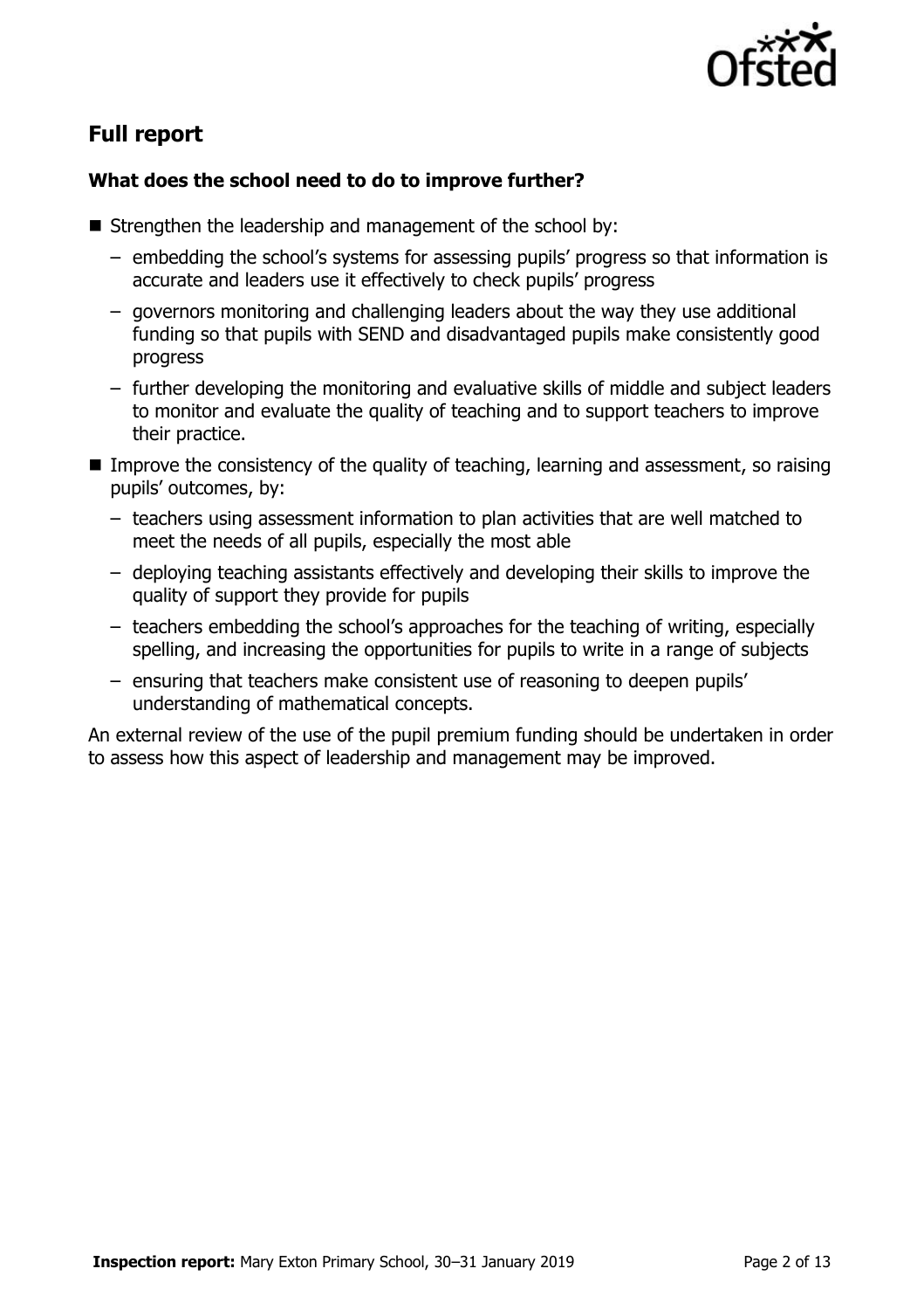## Full report

### What does the school need to do to improve further?

- Strengthen the leadership and management of the school by:
  - embedding the school's systems for assessing pupils' progress so that information is accurate and leaders use it effectively to check pupils' progress
  - governors monitoring and challenging leaders about the way they use additional funding so that pupils with SEND and disadvantaged pupils make consistently good progress
  - further developing the monitoring and evaluative skills of middle and subject leaders to monitor and evaluate the quality of teaching and to support teachers to improve their practice.
- Improve the consistency of the quality of teaching, learning and assessment, so raising pupils' outcomes, by:
  - teachers using assessment information to plan activities that are well matched to meet the needs of all pupils, especially the most able
  - deploying teaching assistants effectively and developing their skills to improve the quality of support they provide for pupils
  - teachers embedding the school's approaches for the teaching of writing, especially spelling, and increasing the opportunities for pupils to write in a range of subjects
  - ensuring that teachers make consistent use of reasoning to deepen pupils' understanding of mathematical concepts.

An external review of the use of the pupil premium funding should be undertaken in order to assess how this aspect of leadership and management may be improved.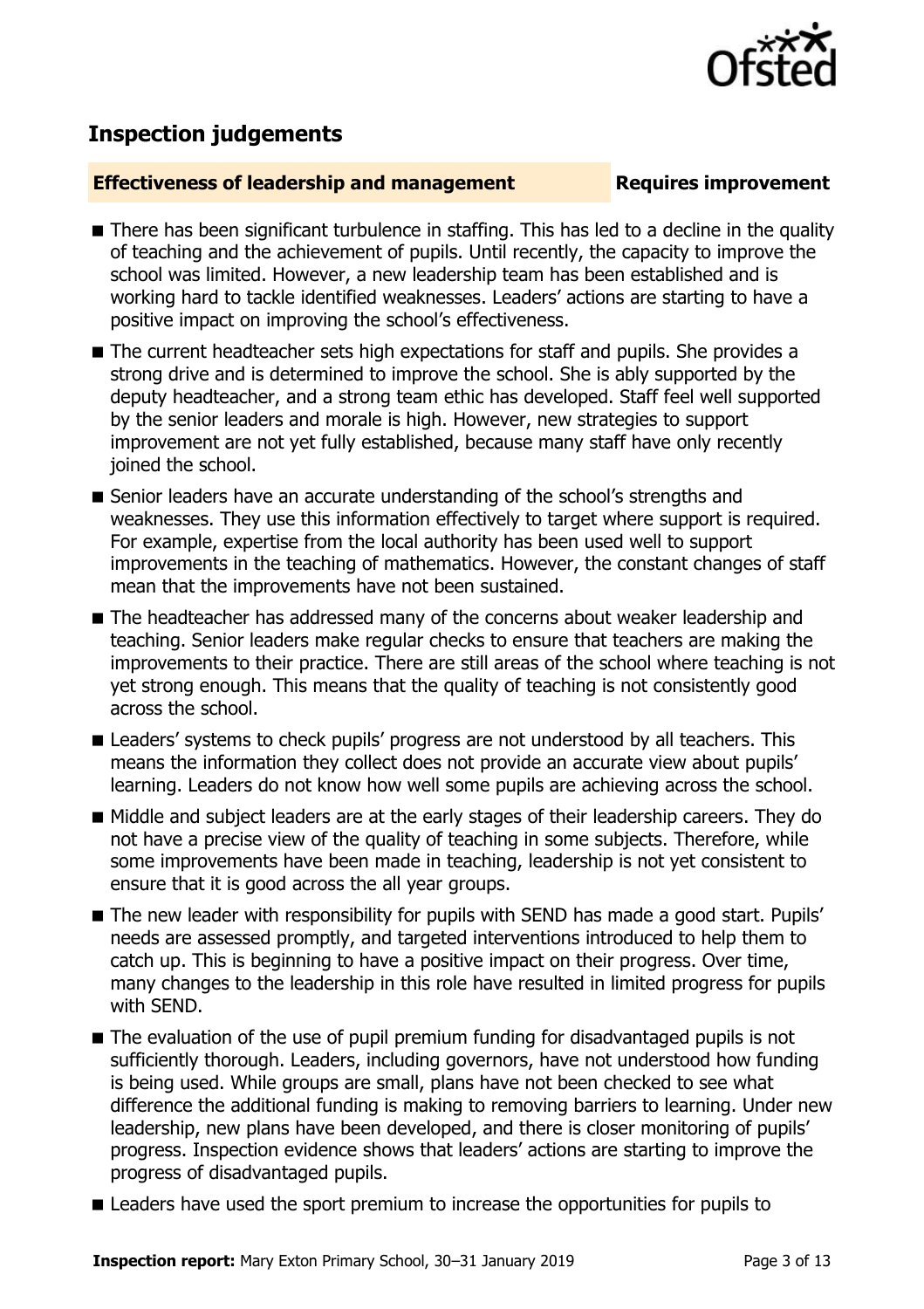## Inspection judgements

**Effectiveness of leadership and management** **Requires improvement**

- There has been significant turbulence in staffing. This has led to a decline in the quality of teaching and the achievement of pupils. Until recently, the capacity to improve the school was limited. However, a new leadership team has been established and is working hard to tackle identified weaknesses. Leaders' actions are starting to have a positive impact on improving the school's effectiveness.
- The current headteacher sets high expectations for staff and pupils. She provides a strong drive and is determined to improve the school. She is ably supported by the deputy headteacher, and a strong team ethic has developed. Staff feel well supported by the senior leaders and morale is high. However, new strategies to support improvement are not yet fully established, because many staff have only recently joined the school.
- Senior leaders have an accurate understanding of the school's strengths and weaknesses. They use this information effectively to target where support is required. For example, expertise from the local authority has been used well to support improvements in the teaching of mathematics. However, the constant changes of staff mean that the improvements have not been sustained.
- The headteacher has addressed many of the concerns about weaker leadership and teaching. Senior leaders make regular checks to ensure that teachers are making the improvements to their practice. There are still areas of the school where teaching is not yet strong enough. This means that the quality of teaching is not consistently good across the school.
- Leaders' systems to check pupils' progress are not understood by all teachers. This means the information they collect does not provide an accurate view about pupils' learning. Leaders do not know how well some pupils are achieving across the school.
- Middle and subject leaders are at the early stages of their leadership careers. They do not have a precise view of the quality of teaching in some subjects. Therefore, while some improvements have been made in teaching, leadership is not yet consistent to ensure that it is good across the all year groups.
- The new leader with responsibility for pupils with SEND has made a good start. Pupils' needs are assessed promptly, and targeted interventions introduced to help them to catch up. This is beginning to have a positive impact on their progress. Over time, many changes to the leadership in this role have resulted in limited progress for pupils with SEND.
- The evaluation of the use of pupil premium funding for disadvantaged pupils is not sufficiently thorough. Leaders, including governors, have not understood how funding is being used. While groups are small, plans have not been checked to see what difference the additional funding is making to removing barriers to learning. Under new leadership, new plans have been developed, and there is closer monitoring of pupils' progress. Inspection evidence shows that leaders' actions are starting to improve the progress of disadvantaged pupils.
- Leaders have used the sport premium to increase the opportunities for pupils to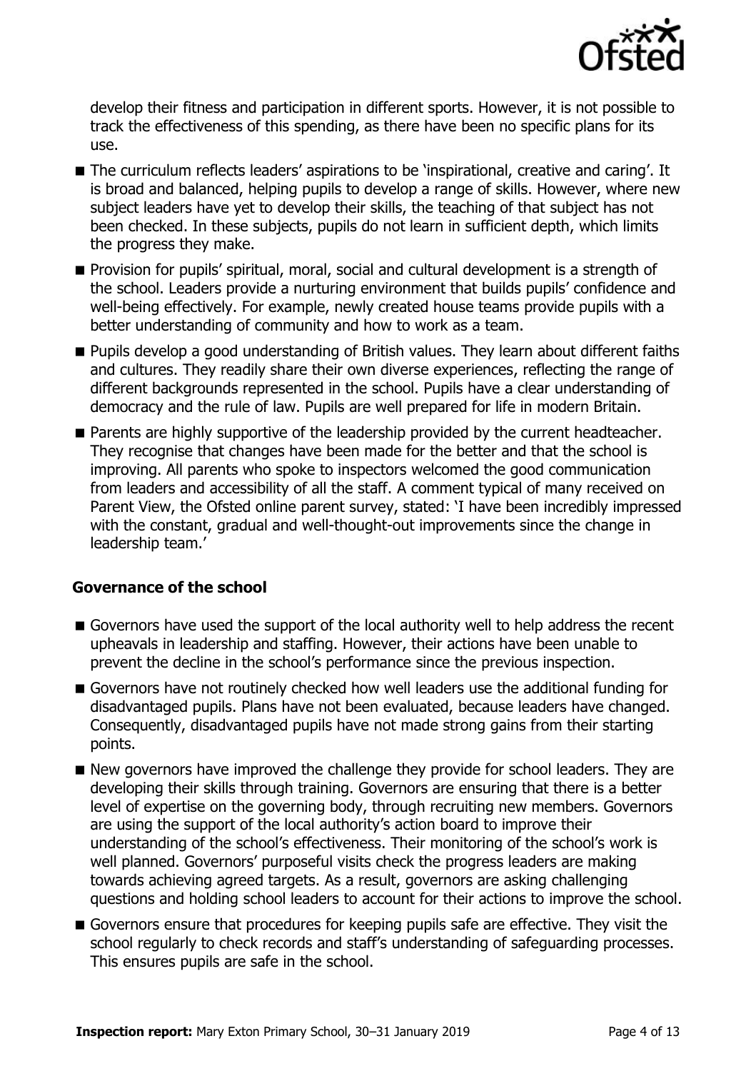develop their fitness and participation in different sports. However, it is not possible to track the effectiveness of this spending, as there have been no specific plans for its use.

- The curriculum reflects leaders' aspirations to be 'inspirational, creative and caring'. It is broad and balanced, helping pupils to develop a range of skills. However, where new subject leaders have yet to develop their skills, the teaching of that subject has not been checked. In these subjects, pupils do not learn in sufficient depth, which limits the progress they make.
- Provision for pupils' spiritual, moral, social and cultural development is a strength of the school. Leaders provide a nurturing environment that builds pupils' confidence and well-being effectively. For example, newly created house teams provide pupils with a better understanding of community and how to work as a team.
- Pupils develop a good understanding of British values. They learn about different faiths and cultures. They readily share their own diverse experiences, reflecting the range of different backgrounds represented in the school. Pupils have a clear understanding of democracy and the rule of law. Pupils are well prepared for life in modern Britain.
- Parents are highly supportive of the leadership provided by the current headteacher. They recognise that changes have been made for the better and that the school is improving. All parents who spoke to inspectors welcomed the good communication from leaders and accessibility of all the staff. A comment typical of many received on Parent View, the Ofsted online parent survey, stated: 'I have been incredibly impressed with the constant, gradual and well-thought-out improvements since the change in leadership team.'

### Governance of the school

- Governors have used the support of the local authority well to help address the recent upheavals in leadership and staffing. However, their actions have been unable to prevent the decline in the school's performance since the previous inspection.
- Governors have not routinely checked how well leaders use the additional funding for disadvantaged pupils. Plans have not been evaluated, because leaders have changed. Consequently, disadvantaged pupils have not made strong gains from their starting points.
- New governors have improved the challenge they provide for school leaders. They are developing their skills through training. Governors are ensuring that there is a better level of expertise on the governing body, through recruiting new members. Governors are using the support of the local authority's action board to improve their understanding of the school's effectiveness. Their monitoring of the school's work is well planned. Governors' purposeful visits check the progress leaders are making towards achieving agreed targets. As a result, governors are asking challenging questions and holding school leaders to account for their actions to improve the school.
- Governors ensure that procedures for keeping pupils safe are effective. They visit the school regularly to check records and staff's understanding of safeguarding processes. This ensures pupils are safe in the school.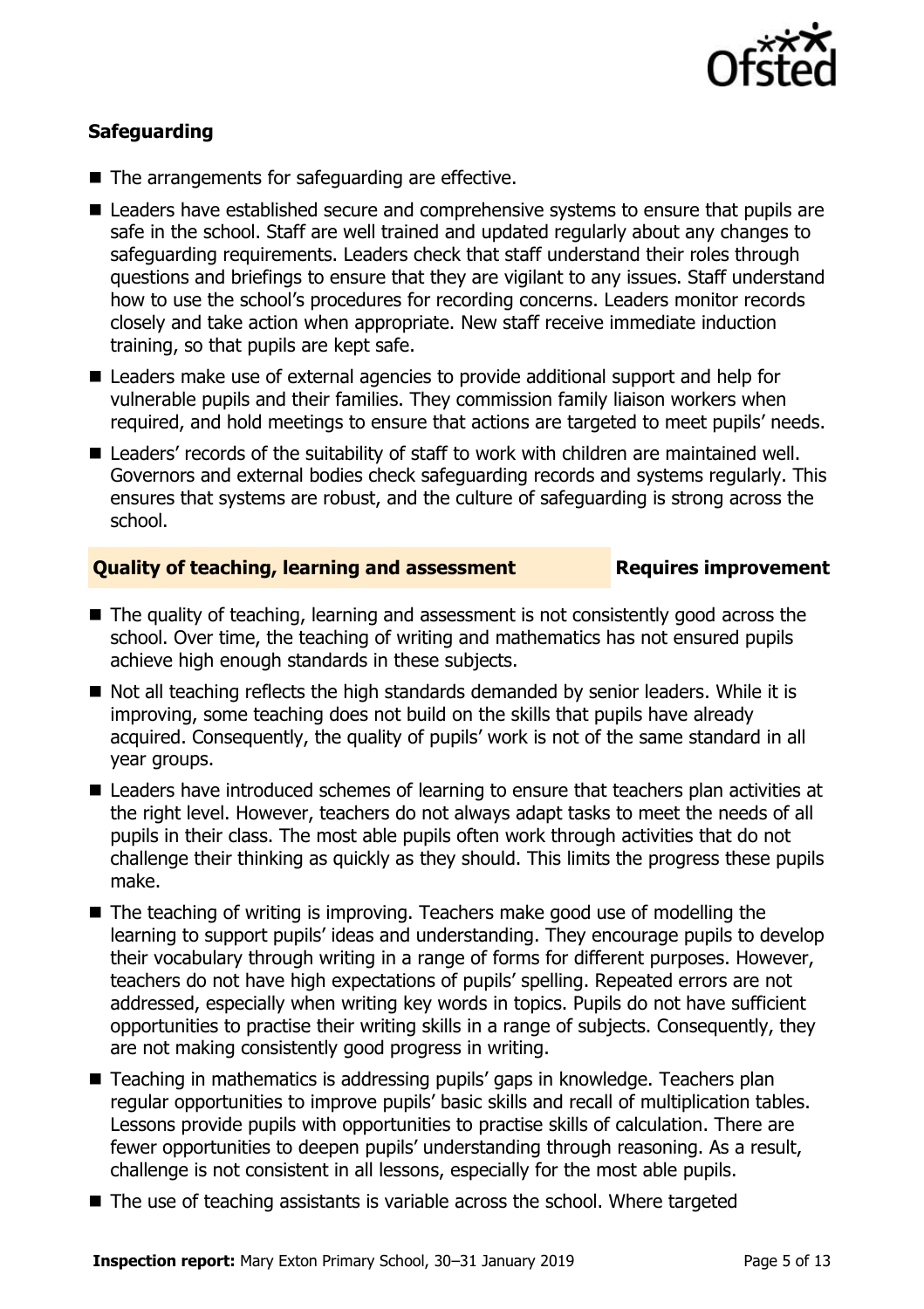### Safeguarding

- The arrangements for safeguarding are effective.
- Leaders have established secure and comprehensive systems to ensure that pupils are safe in the school. Staff are well trained and updated regularly about any changes to safeguarding requirements. Leaders check that staff understand their roles through questions and briefings to ensure that they are vigilant to any issues. Staff understand how to use the school's procedures for recording concerns. Leaders monitor records closely and take action when appropriate. New staff receive immediate induction training, so that pupils are kept safe.
- Leaders make use of external agencies to provide additional support and help for vulnerable pupils and their families. They commission family liaison workers when required, and hold meetings to ensure that actions are targeted to meet pupils' needs.
- Leaders' records of the suitability of staff to work with children are maintained well. Governors and external bodies check safeguarding records and systems regularly. This ensures that systems are robust, and the culture of safeguarding is strong across the school.

### Quality of teaching, learning and assessment — Requires improvement

- The quality of teaching, learning and assessment is not consistently good across the school. Over time, the teaching of writing and mathematics has not ensured pupils achieve high enough standards in these subjects.
- Not all teaching reflects the high standards demanded by senior leaders. While it is improving, some teaching does not build on the skills that pupils have already acquired. Consequently, the quality of pupils' work is not of the same standard in all year groups.
- Leaders have introduced schemes of learning to ensure that teachers plan activities at the right level. However, teachers do not always adapt tasks to meet the needs of all pupils in their class. The most able pupils often work through activities that do not challenge their thinking as quickly as they should. This limits the progress these pupils make.
- The teaching of writing is improving. Teachers make good use of modelling the learning to support pupils' ideas and understanding. They encourage pupils to develop their vocabulary through writing in a range of forms for different purposes. However, teachers do not have high expectations of pupils' spelling. Repeated errors are not addressed, especially when writing key words in topics. Pupils do not have sufficient opportunities to practise their writing skills in a range of subjects. Consequently, they are not making consistently good progress in writing.
- Teaching in mathematics is addressing pupils' gaps in knowledge. Teachers plan regular opportunities to improve pupils' basic skills and recall of multiplication tables. Lessons provide pupils with opportunities to practise skills of calculation. There are fewer opportunities to deepen pupils' understanding through reasoning. As a result, challenge is not consistent in all lessons, especially for the most able pupils.
- The use of teaching assistants is variable across the school. Where targeted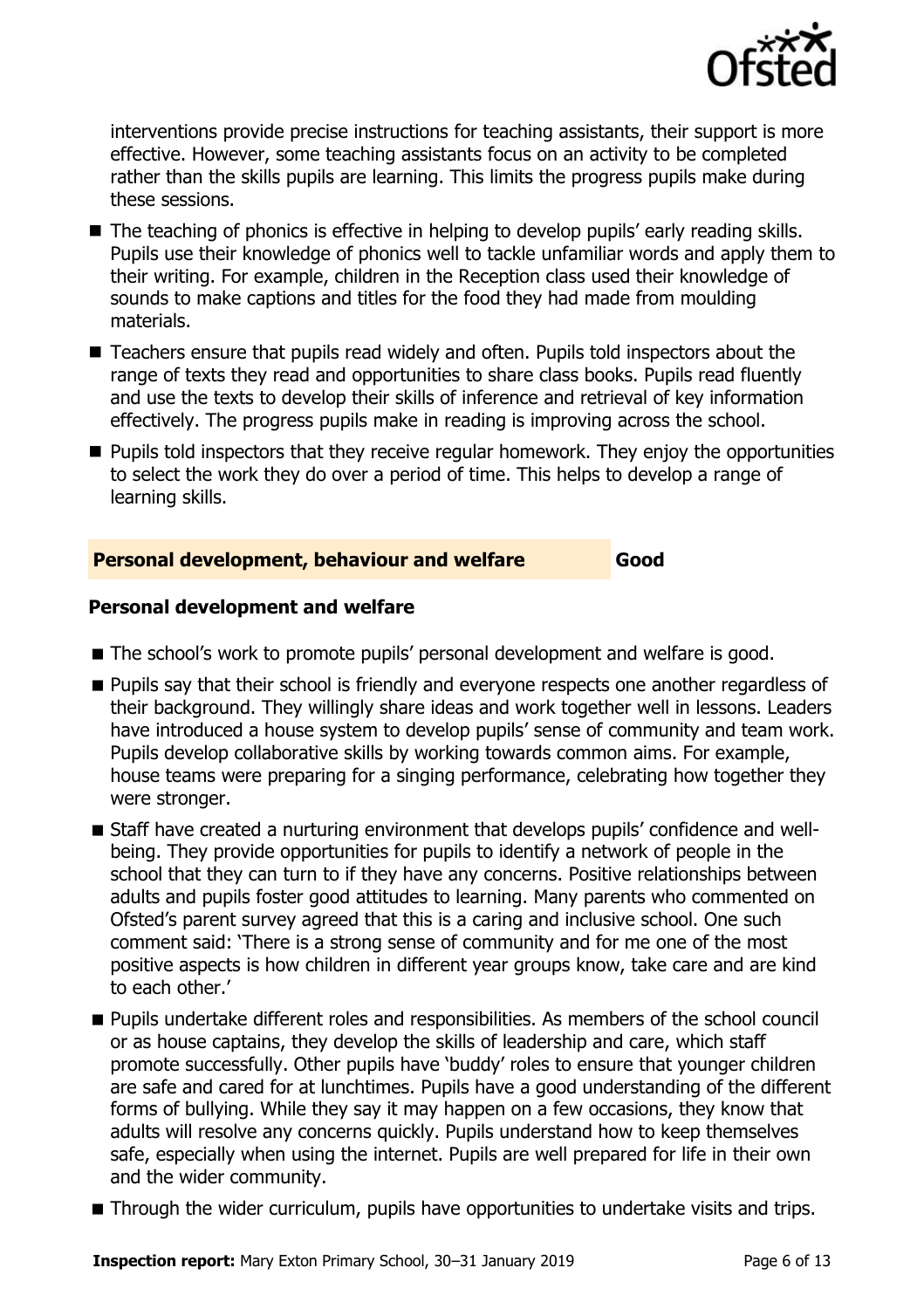interventions provide precise instructions for teaching assistants, their support is more effective. However, some teaching assistants focus on an activity to be completed rather than the skills pupils are learning. This limits the progress pupils make during these sessions.

- The teaching of phonics is effective in helping to develop pupils' early reading skills. Pupils use their knowledge of phonics well to tackle unfamiliar words and apply them to their writing. For example, children in the Reception class used their knowledge of sounds to make captions and titles for the food they had made from moulding materials.
- Teachers ensure that pupils read widely and often. Pupils told inspectors about the range of texts they read and opportunities to share class books. Pupils read fluently and use the texts to develop their skills of inference and retrieval of key information effectively. The progress pupils make in reading is improving across the school.
- Pupils told inspectors that they receive regular homework. They enjoy the opportunities to select the work they do over a period of time. This helps to develop a range of learning skills.

## Personal development, behaviour and welfare — Good

### Personal development and welfare

- The school's work to promote pupils' personal development and welfare is good.
- Pupils say that their school is friendly and everyone respects one another regardless of their background. They willingly share ideas and work together well in lessons. Leaders have introduced a house system to develop pupils' sense of community and team work. Pupils develop collaborative skills by working towards common aims. For example, house teams were preparing for a singing performance, celebrating how together they were stronger.
- Staff have created a nurturing environment that develops pupils' confidence and well-being. They provide opportunities for pupils to identify a network of people in the school that they can turn to if they have any concerns. Positive relationships between adults and pupils foster good attitudes to learning. Many parents who commented on Ofsted's parent survey agreed that this is a caring and inclusive school. One such comment said: 'There is a strong sense of community and for me one of the most positive aspects is how children in different year groups know, take care and are kind to each other.'
- Pupils undertake different roles and responsibilities. As members of the school council or as house captains, they develop the skills of leadership and care, which staff promote successfully. Other pupils have 'buddy' roles to ensure that younger children are safe and cared for at lunchtimes. Pupils have a good understanding of the different forms of bullying. While they say it may happen on a few occasions, they know that adults will resolve any concerns quickly. Pupils understand how to keep themselves safe, especially when using the internet. Pupils are well prepared for life in their own and the wider community.
- Through the wider curriculum, pupils have opportunities to undertake visits and trips.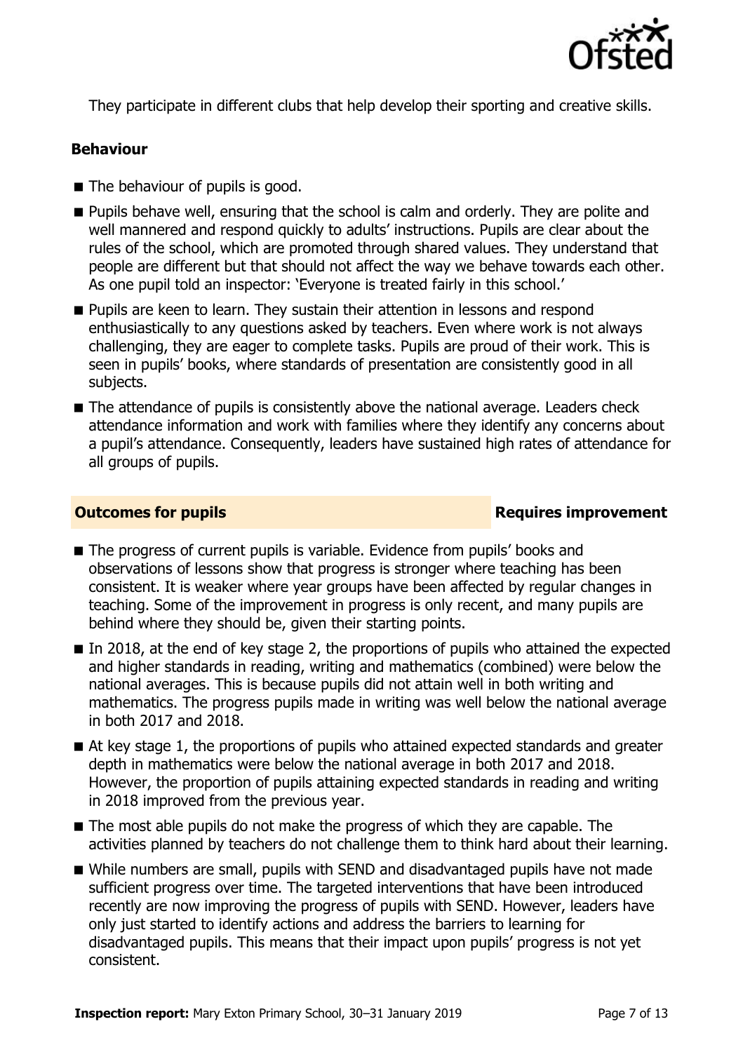They participate in different clubs that help develop their sporting and creative skills.

### Behaviour

- The behaviour of pupils is good.
- Pupils behave well, ensuring that the school is calm and orderly. They are polite and well mannered and respond quickly to adults' instructions. Pupils are clear about the rules of the school, which are promoted through shared values. They understand that people are different but that should not affect the way we behave towards each other. As one pupil told an inspector: 'Everyone is treated fairly in this school.'
- Pupils are keen to learn. They sustain their attention in lessons and respond enthusiastically to any questions asked by teachers. Even where work is not always challenging, they are eager to complete tasks. Pupils are proud of their work. This is seen in pupils' books, where standards of presentation are consistently good in all subjects.
- The attendance of pupils is consistently above the national average. Leaders check attendance information and work with families where they identify any concerns about a pupil's attendance. Consequently, leaders have sustained high rates of attendance for all groups of pupils.

## Outcomes for pupils — Requires improvement

- The progress of current pupils is variable. Evidence from pupils' books and observations of lessons show that progress is stronger where teaching has been consistent. It is weaker where year groups have been affected by regular changes in teaching. Some of the improvement in progress is only recent, and many pupils are behind where they should be, given their starting points.
- In 2018, at the end of key stage 2, the proportions of pupils who attained the expected and higher standards in reading, writing and mathematics (combined) were below the national averages. This is because pupils did not attain well in both writing and mathematics. The progress pupils made in writing was well below the national average in both 2017 and 2018.
- At key stage 1, the proportions of pupils who attained expected standards and greater depth in mathematics were below the national average in both 2017 and 2018. However, the proportion of pupils attaining expected standards in reading and writing in 2018 improved from the previous year.
- The most able pupils do not make the progress of which they are capable. The activities planned by teachers do not challenge them to think hard about their learning.
- While numbers are small, pupils with SEND and disadvantaged pupils have not made sufficient progress over time. The targeted interventions that have been introduced recently are now improving the progress of pupils with SEND. However, leaders have only just started to identify actions and address the barriers to learning for disadvantaged pupils. This means that their impact upon pupils' progress is not yet consistent.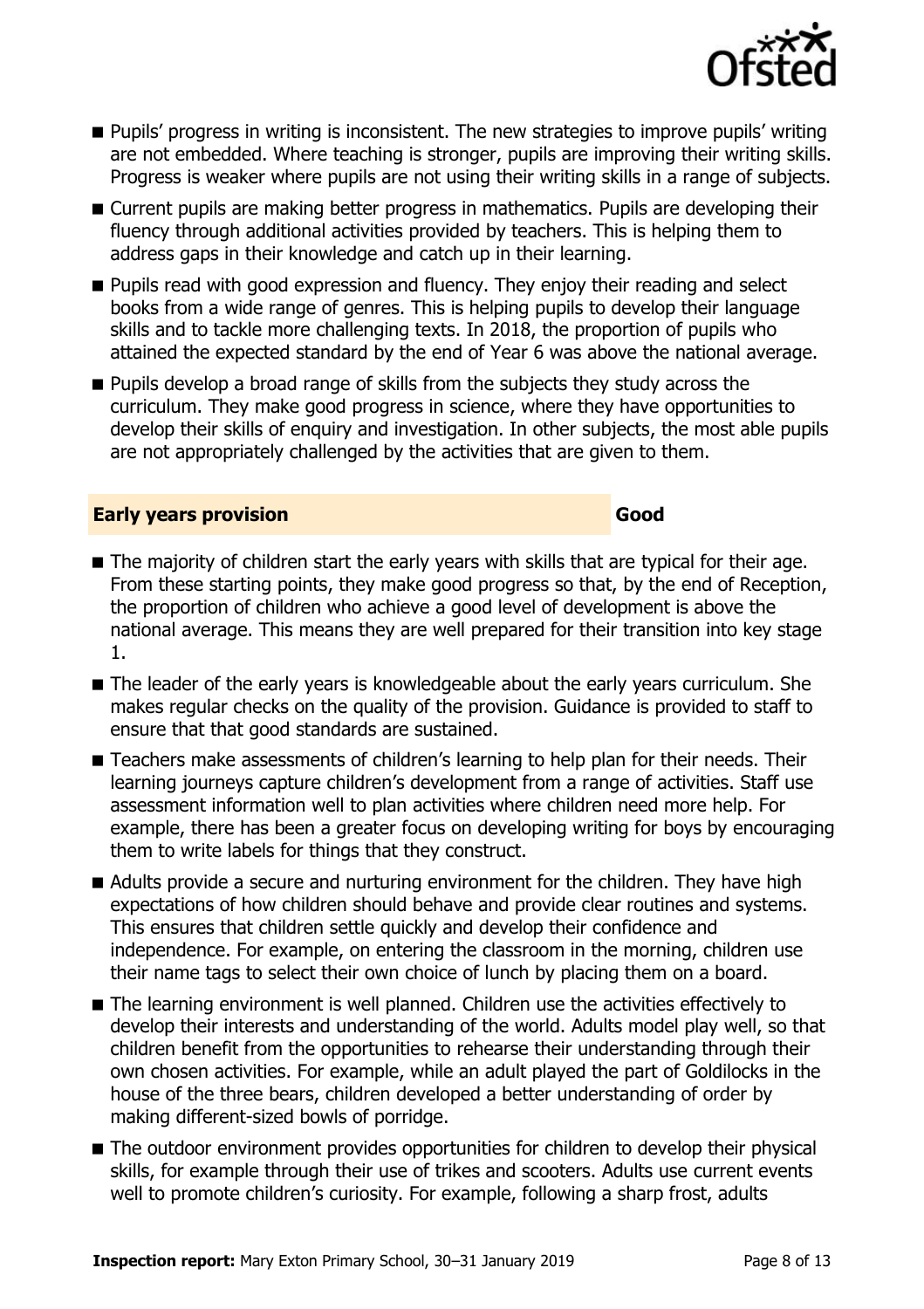- Pupils' progress in writing is inconsistent. The new strategies to improve pupils' writing are not embedded. Where teaching is stronger, pupils are improving their writing skills. Progress is weaker where pupils are not using their writing skills in a range of subjects.
- Current pupils are making better progress in mathematics. Pupils are developing their fluency through additional activities provided by teachers. This is helping them to address gaps in their knowledge and catch up in their learning.
- Pupils read with good expression and fluency. They enjoy their reading and select books from a wide range of genres. This is helping pupils to develop their language skills and to tackle more challenging texts. In 2018, the proportion of pupils who attained the expected standard by the end of Year 6 was above the national average.
- Pupils develop a broad range of skills from the subjects they study across the curriculum. They make good progress in science, where they have opportunities to develop their skills of enquiry and investigation. In other subjects, the most able pupils are not appropriately challenged by the activities that are given to them.

## Early years provision — Good

- The majority of children start the early years with skills that are typical for their age. From these starting points, they make good progress so that, by the end of Reception, the proportion of children who achieve a good level of development is above the national average. This means they are well prepared for their transition into key stage 1.
- The leader of the early years is knowledgeable about the early years curriculum. She makes regular checks on the quality of the provision. Guidance is provided to staff to ensure that that good standards are sustained.
- Teachers make assessments of children's learning to help plan for their needs. Their learning journeys capture children's development from a range of activities. Staff use assessment information well to plan activities where children need more help. For example, there has been a greater focus on developing writing for boys by encouraging them to write labels for things that they construct.
- Adults provide a secure and nurturing environment for the children. They have high expectations of how children should behave and provide clear routines and systems. This ensures that children settle quickly and develop their confidence and independence. For example, on entering the classroom in the morning, children use their name tags to select their own choice of lunch by placing them on a board.
- The learning environment is well planned. Children use the activities effectively to develop their interests and understanding of the world. Adults model play well, so that children benefit from the opportunities to rehearse their understanding through their own chosen activities. For example, while an adult played the part of Goldilocks in the house of the three bears, children developed a better understanding of order by making different-sized bowls of porridge.
- The outdoor environment provides opportunities for children to develop their physical skills, for example through their use of trikes and scooters. Adults use current events well to promote children's curiosity. For example, following a sharp frost, adults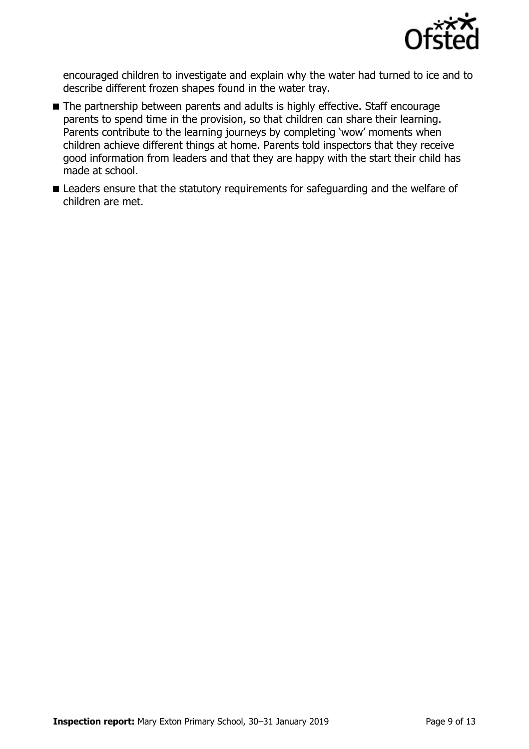encouraged children to investigate and explain why the water had turned to ice and to describe different frozen shapes found in the water tray.

- The partnership between parents and adults is highly effective. Staff encourage parents to spend time in the provision, so that children can share their learning. Parents contribute to the learning journeys by completing 'wow' moments when children achieve different things at home. Parents told inspectors that they receive good information from leaders and that they are happy with the start their child has made at school.
- Leaders ensure that the statutory requirements for safeguarding and the welfare of children are met.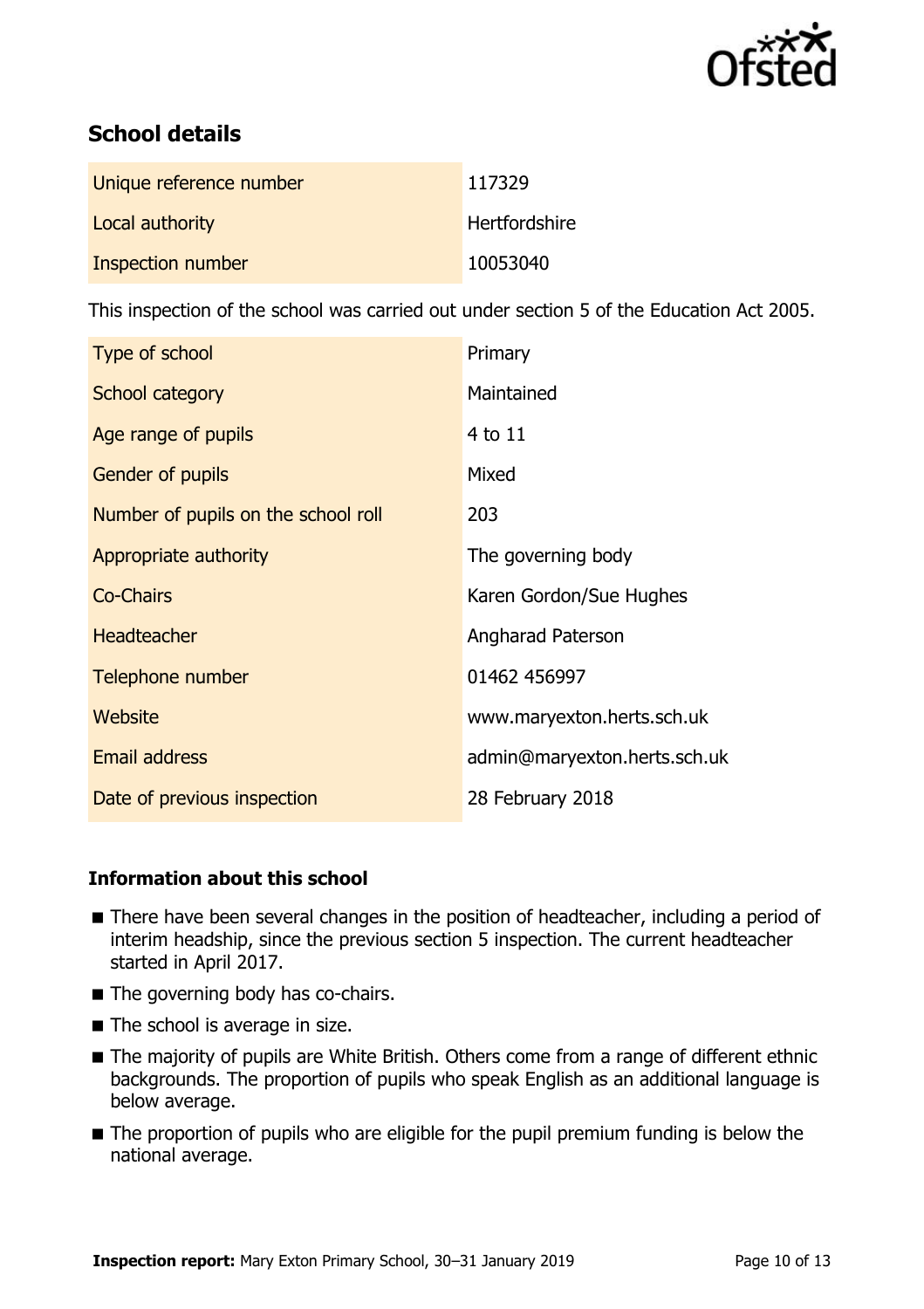## School details

| Unique reference number | 117329 |
| --- | --- |
| Local authority | Hertfordshire |
| Inspection number | 10053040 |

This inspection of the school was carried out under section 5 of the Education Act 2005.

| Type of school | Primary |
| --- | --- |
| School category | Maintained |
| Age range of pupils | 4 to 11 |
| Gender of pupils | Mixed |
| Number of pupils on the school roll | 203 |
| Appropriate authority | The governing body |
| Co-Chairs | Karen Gordon/Sue Hughes |
| Headteacher | Angharad Paterson |
| Telephone number | 01462 456997 |
| Website | www.maryexton.herts.sch.uk |
| Email address | admin@maryexton.herts.sch.uk |
| Date of previous inspection | 28 February 2018 |

### Information about this school

- There have been several changes in the position of headteacher, including a period of interim headship, since the previous section 5 inspection. The current headteacher started in April 2017.
- The governing body has co-chairs.
- The school is average in size.
- The majority of pupils are White British. Others come from a range of different ethnic backgrounds. The proportion of pupils who speak English as an additional language is below average.
- The proportion of pupils who are eligible for the pupil premium funding is below the national average.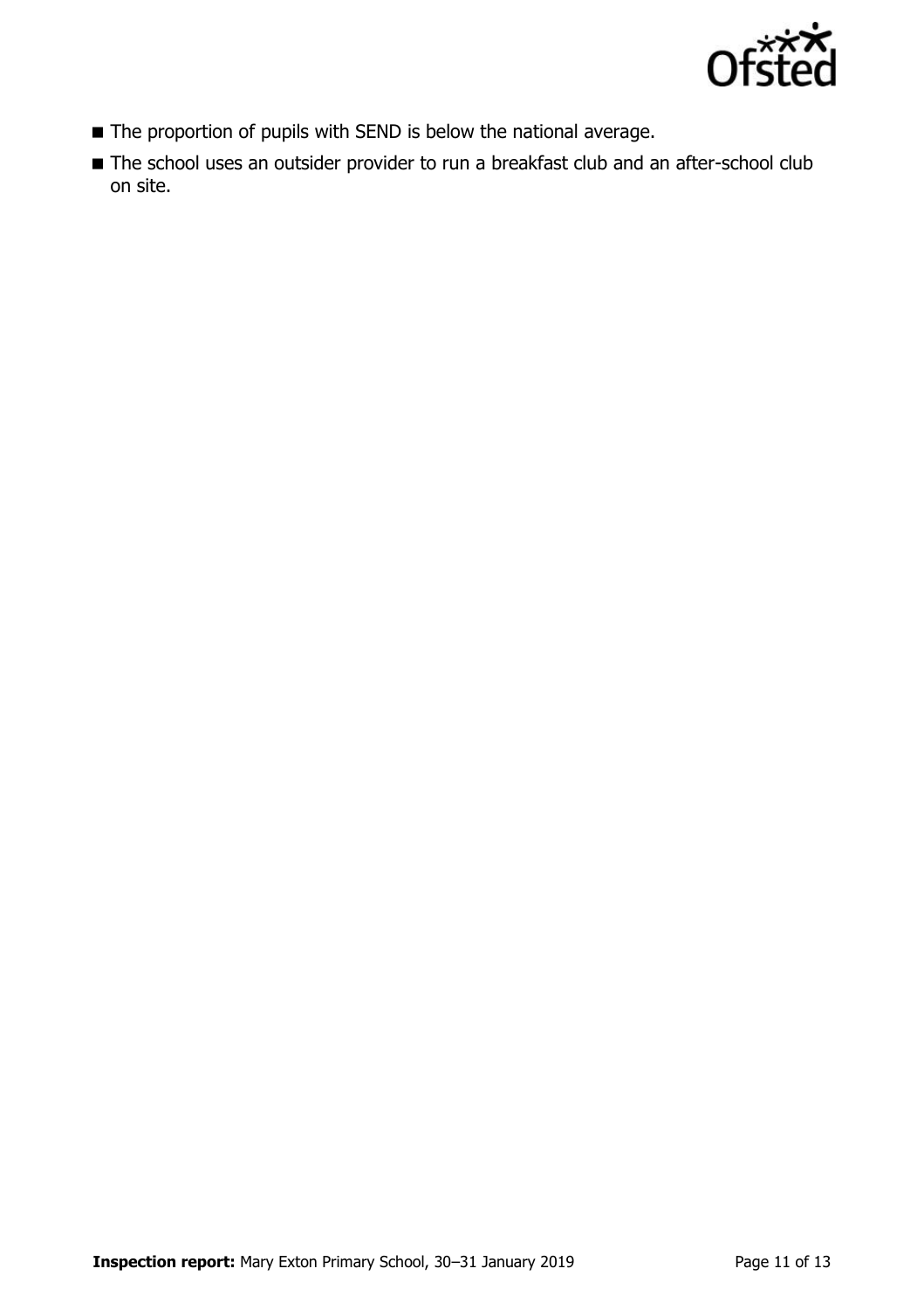- The proportion of pupils with SEND is below the national average.
- The school uses an outsider provider to run a breakfast club and an after-school club on site.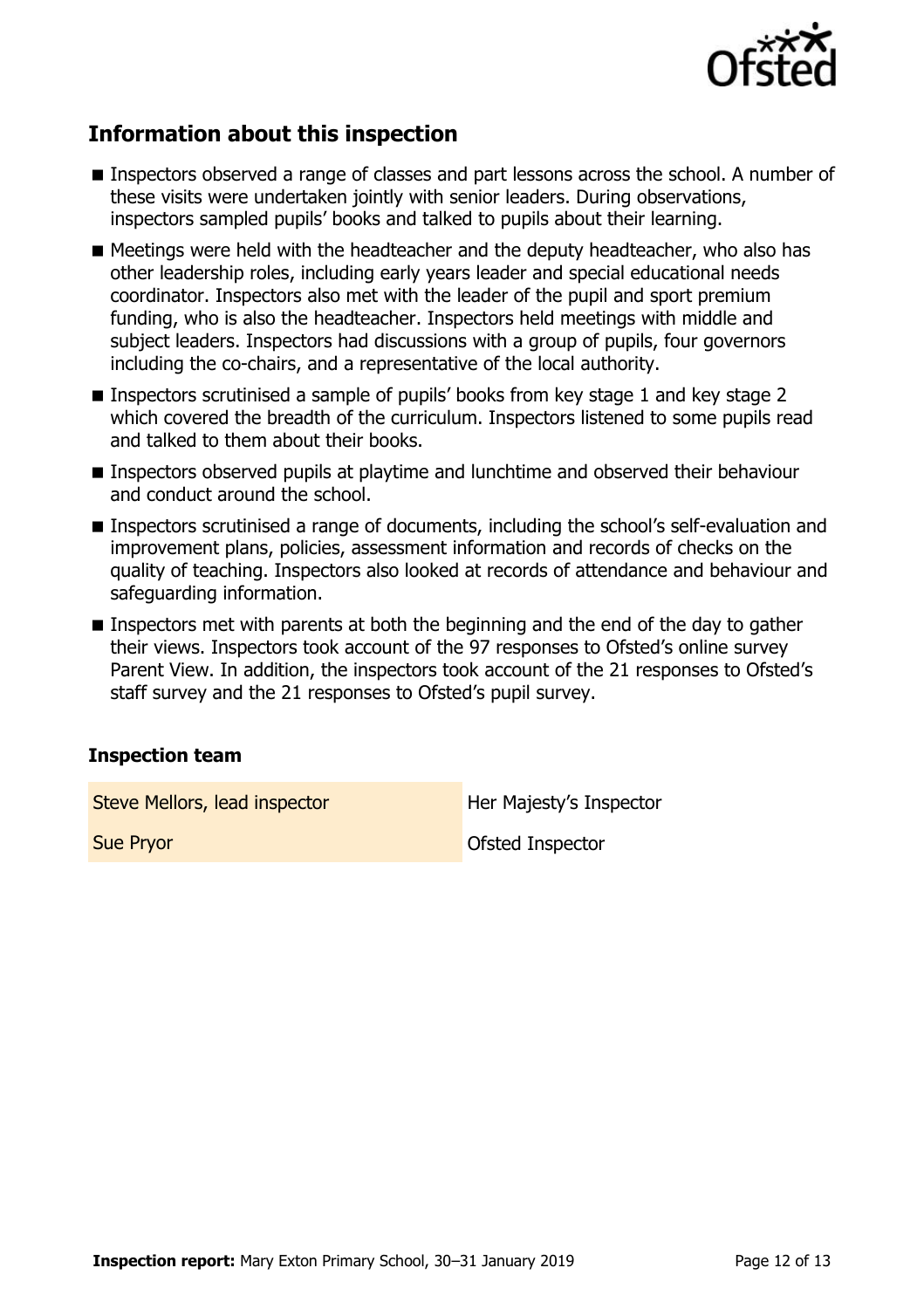## Information about this inspection

- Inspectors observed a range of classes and part lessons across the school. A number of these visits were undertaken jointly with senior leaders. During observations, inspectors sampled pupils' books and talked to pupils about their learning.
- Meetings were held with the headteacher and the deputy headteacher, who also has other leadership roles, including early years leader and special educational needs coordinator. Inspectors also met with the leader of the pupil and sport premium funding, who is also the headteacher. Inspectors held meetings with middle and subject leaders. Inspectors had discussions with a group of pupils, four governors including the co-chairs, and a representative of the local authority.
- Inspectors scrutinised a sample of pupils' books from key stage 1 and key stage 2 which covered the breadth of the curriculum. Inspectors listened to some pupils read and talked to them about their books.
- Inspectors observed pupils at playtime and lunchtime and observed their behaviour and conduct around the school.
- Inspectors scrutinised a range of documents, including the school's self-evaluation and improvement plans, policies, assessment information and records of checks on the quality of teaching. Inspectors also looked at records of attendance and behaviour and safeguarding information.
- Inspectors met with parents at both the beginning and the end of the day to gather their views. Inspectors took account of the 97 responses to Ofsted's online survey Parent View. In addition, the inspectors took account of the 21 responses to Ofsted's staff survey and the 21 responses to Ofsted's pupil survey.

### Inspection team

| | |
|---|---|
| Steve Mellors, lead inspector | Her Majesty's Inspector |
| Sue Pryor | Ofsted Inspector |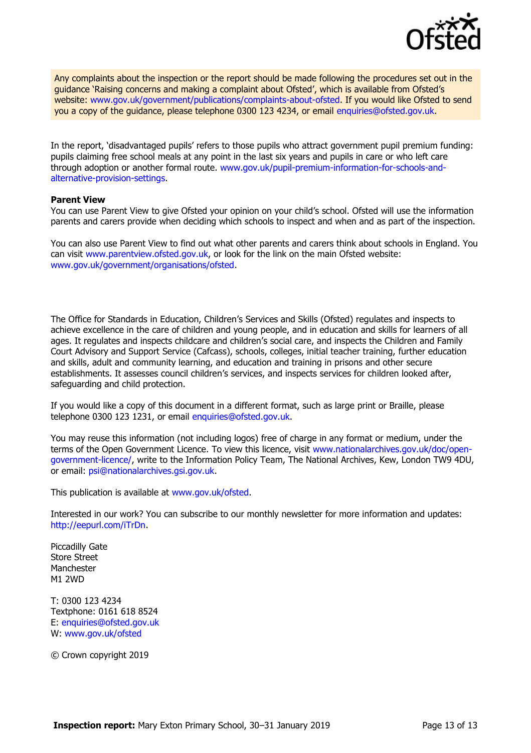Any complaints about the inspection or the report should be made following the procedures set out in the guidance 'Raising concerns and making a complaint about Ofsted', which is available from Ofsted's website: www.gov.uk/government/publications/complaints-about-ofsted. If you would like Ofsted to send you a copy of the guidance, please telephone 0300 123 4234, or email enquiries@ofsted.gov.uk.

In the report, 'disadvantaged pupils' refers to those pupils who attract government pupil premium funding: pupils claiming free school meals at any point in the last six years and pupils in care or who left care through adoption or another formal route. www.gov.uk/pupil-premium-information-for-schools-and-alternative-provision-settings.

**Parent View**

You can use Parent View to give Ofsted your opinion on your child's school. Ofsted will use the information parents and carers provide when deciding which schools to inspect and when and as part of the inspection.

You can also use Parent View to find out what other parents and carers think about schools in England. You can visit www.parentview.ofsted.gov.uk, or look for the link on the main Ofsted website: www.gov.uk/government/organisations/ofsted.

The Office for Standards in Education, Children's Services and Skills (Ofsted) regulates and inspects to achieve excellence in the care of children and young people, and in education and skills for learners of all ages. It regulates and inspects childcare and children's social care, and inspects the Children and Family Court Advisory and Support Service (Cafcass), schools, colleges, initial teacher training, further education and skills, adult and community learning, and education and training in prisons and other secure establishments. It assesses council children's services, and inspects services for children looked after, safeguarding and child protection.

If you would like a copy of this document in a different format, such as large print or Braille, please telephone 0300 123 1231, or email enquiries@ofsted.gov.uk.

You may reuse this information (not including logos) free of charge in any format or medium, under the terms of the Open Government Licence. To view this licence, visit www.nationalarchives.gov.uk/doc/open-government-licence/, write to the Information Policy Team, The National Archives, Kew, London TW9 4DU, or email: psi@nationalarchives.gsi.gov.uk.

This publication is available at www.gov.uk/ofsted.

Interested in our work? You can subscribe to our monthly newsletter for more information and updates: http://eepurl.com/iTrDn.

Piccadilly Gate
Store Street
Manchester
M1 2WD

T: 0300 123 4234
Textphone: 0161 618 8524
E: enquiries@ofsted.gov.uk
W: www.gov.uk/ofsted

© Crown copyright 2019